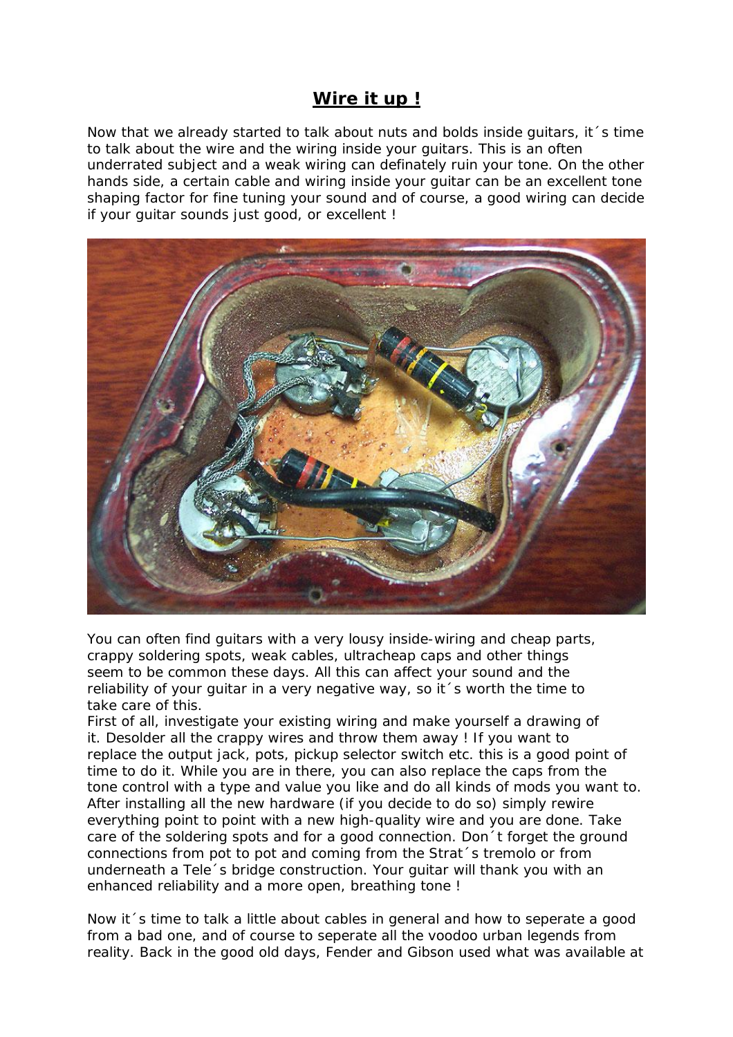# **Wire it up !**

Now that we already started to talk about nuts and bolds inside guitars, it´s time to talk about the wire and the wiring inside your guitars. This is an often underrated subject and a weak wiring can definately ruin your tone. On the other hands side, a certain cable and wiring inside your guitar can be an excellent tone shaping factor for fine tuning your sound and of course, a good wiring can decide if your guitar sounds just good, or excellent !

You can often find guitars with a very lousy inside-wiring and cheap parts, crappy soldering spots, weak cables, ultracheap caps and other things seem to be common these days. All this can affect your sound and the reliability of your guitar in a very negative way, so it´s worth the time to take care of this.

First of all, investigate your existing wiring and make yourself a drawing of it. Desolder all the crappy wires and throw them away ! If you want to replace the output jack, pots, pickup selector switch etc. this is a good point of time to do it. While you are in there, you can also replace the caps from the tone control with a type and value you like and do all kinds of mods you want to. After installing all the new hardware (if you decide to do so) simply rewire everything point to point with a new high-quality wire and you are done. Take care of the soldering spots and for a good connection. Don´t forget the ground connections from pot to pot and coming from the Strat´s tremolo or from underneath a Tele´s bridge construction. Your guitar will thank you with an enhanced reliability and a more open, breathing tone !

Now it´s time to talk a little about cables in general and how to seperate a good from a bad one, and of course to seperate all the voodoo urban legends from reality. Back in the good old days, Fender and Gibson used what was available at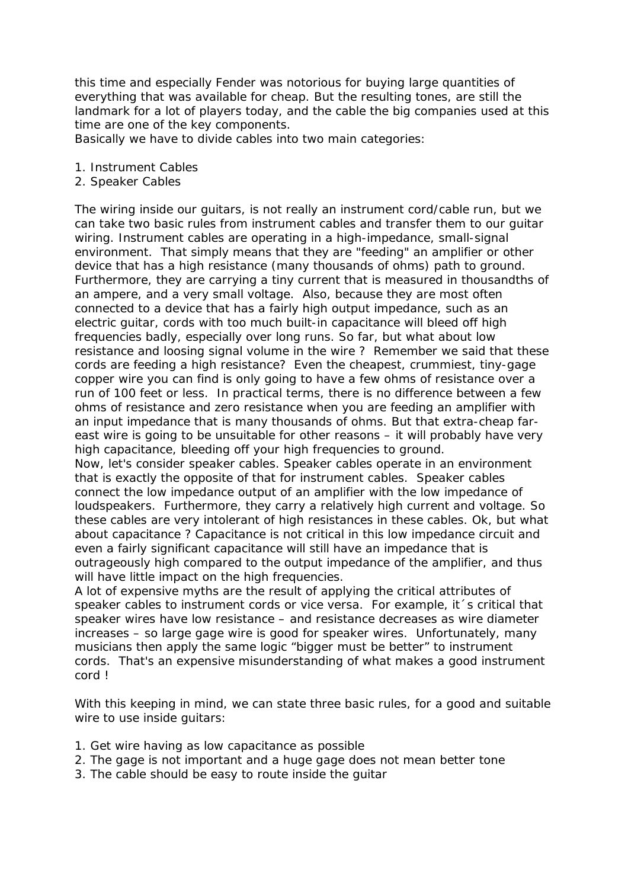this time and especially Fender was notorious for buying large quantities of everything that was available for cheap. But the resulting tones, are still the landmark for a lot of players today, and the cable the big companies used at this time are one of the key components.
Basically we have to divide cables into two main categories:

1. Instrument Cables
2. Speaker Cables

The wiring inside our guitars, is not really an instrument cord/cable run, but we can take two basic rules from instrument cables and transfer them to our guitar wiring. Instrument cables are operating in a high-impedance, small-signal environment. That simply means that they are "feeding" an amplifier or other device that has a high resistance (many thousands of ohms) path to ground. Furthermore, they are carrying a tiny current that is measured in thousandths of an ampere, and a very small voltage. Also, because they are most often connected to a device that has a fairly high output impedance, such as an electric guitar, cords with too much built-in capacitance will bleed off high frequencies badly, especially over long runs. So far, but what about low resistance and loosing signal volume in the wire ? Remember we said that these cords are feeding a high resistance? Even the cheapest, crummiest, tiny-gage copper wire you can find is only going to have a few ohms of resistance over a run of 100 feet or less. In practical terms, there is no difference between a few ohms of resistance and zero resistance when you are feeding an amplifier with an input impedance that is many thousands of ohms. But that extra-cheap far-east wire is going to be unsuitable for other reasons – it will probably have very high capacitance, bleeding off your high frequencies to ground.
Now, let's consider speaker cables. Speaker cables operate in an environment that is exactly the opposite of that for instrument cables. Speaker cables connect the low impedance output of an amplifier with the low impedance of loudspeakers. Furthermore, they carry a relatively high current and voltage. So these cables are very intolerant of high resistances in these cables. Ok, but what about capacitance ? Capacitance is not critical in this low impedance circuit and even a fairly significant capacitance will still have an impedance that is outrageously high compared to the output impedance of the amplifier, and thus will have little impact on the high frequencies.
A lot of expensive myths are the result of applying the critical attributes of speaker cables to instrument cords or vice versa. For example, it´s critical that speaker wires have low resistance – and resistance decreases as wire diameter increases – so large gage wire is good for speaker wires. Unfortunately, many musicians then apply the same logic "bigger must be better" to instrument cords. That's an expensive misunderstanding of what makes a good instrument cord !

With this keeping in mind, we can state three basic rules, for a good and suitable wire to use inside guitars:

1. Get wire having as low capacitance as possible
2. The gage is not important and a huge gage does not mean better tone
3. The cable should be easy to route inside the guitar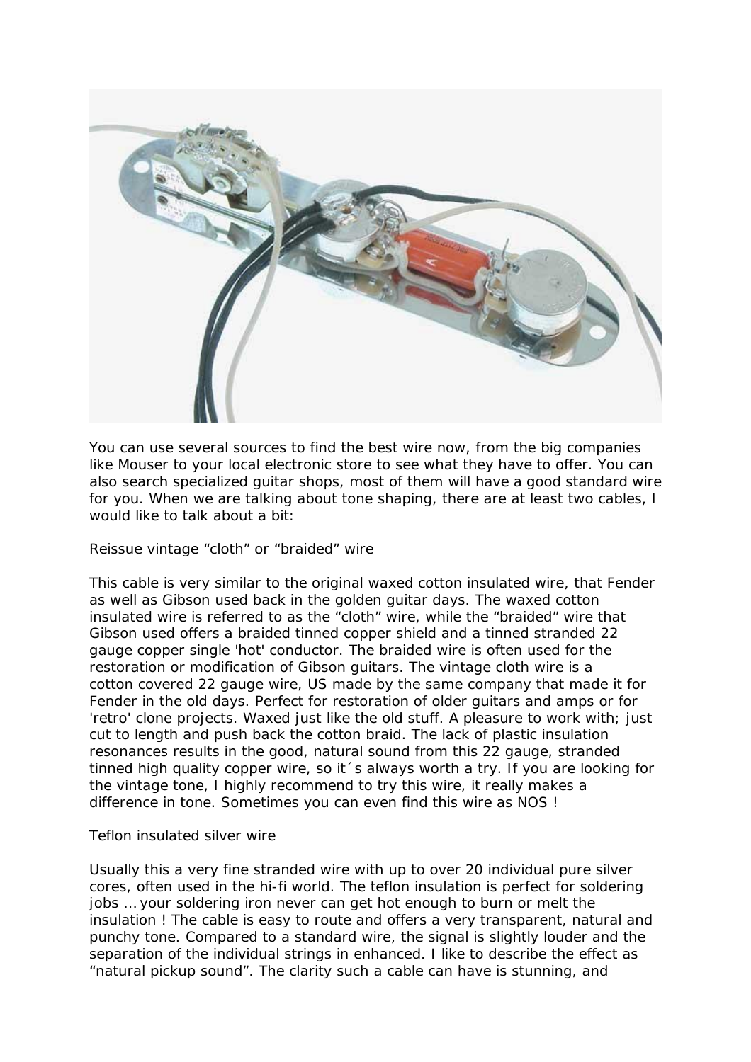You can use several sources to find the best wire now, from the big companies like Mouser to your local electronic store to see what they have to offer. You can also search specialized guitar shops, most of them will have a good standard wire for you. When we are talking about tone shaping, there are at least two cables, I would like to talk about a bit:

<u>Reissue vintage “cloth” or “braided” wire</u>

This cable is very similar to the original waxed cotton insulated wire, that Fender as well as Gibson used back in the golden guitar days. The waxed cotton insulated wire is referred to as the “cloth” wire, while the “braided” wire that Gibson used offers a braided tinned copper shield and a tinned stranded 22 gauge copper single 'hot' conductor. The braided wire is often used for the restoration or modification of Gibson guitars. The vintage cloth wire is a cotton covered 22 gauge wire, US made by the same company that made it for Fender in the old days. Perfect for restoration of older guitars and amps or for 'retro' clone projects. Waxed just like the old stuff. A pleasure to work with; just cut to length and push back the cotton braid. The lack of plastic insulation resonances results in the good, natural sound from this 22 gauge, stranded tinned high quality copper wire, so it´s always worth a try. If you are looking for the vintage tone, I highly recommend to try this wire, it really makes a difference in tone. Sometimes you can even find this wire as NOS !

<u>Teflon insulated silver wire</u>

Usually this a very fine stranded wire with up to over 20 individual pure silver cores, often used in the hi-fi world. The teflon insulation is perfect for soldering jobs … your soldering iron never can get hot enough to burn or melt the insulation ! The cable is easy to route and offers a very transparent, natural and punchy tone. Compared to a standard wire, the signal is slightly louder and the separation of the individual strings in enhanced. I like to describe the effect as “natural pickup sound”. The clarity such a cable can have is stunning, and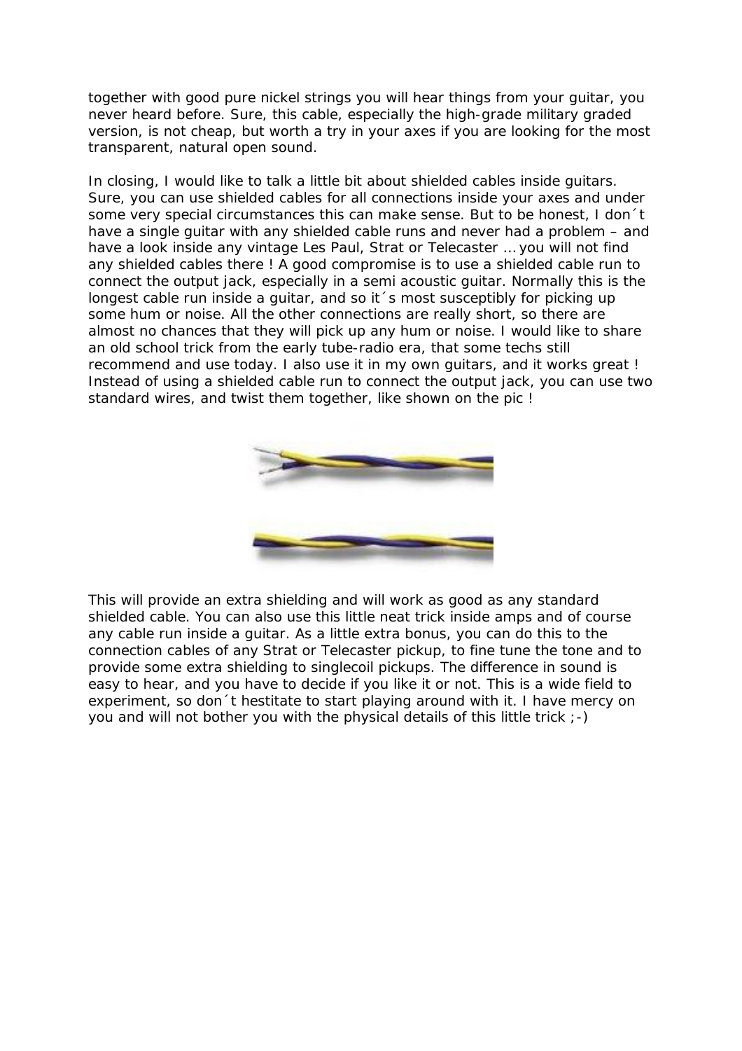together with good pure nickel strings you will hear things from your guitar, you never heard before. Sure, this cable, especially the high-grade military graded version, is not cheap, but worth a try in your axes if you are looking for the most transparent, natural open sound.

In closing, I would like to talk a little bit about shielded cables inside guitars. Sure, you can use shielded cables for all connections inside your axes and under some very special circumstances this can make sense. But to be honest, I don´t have a single guitar with any shielded cable runs and never had a problem – and have a look inside any vintage Les Paul, Strat or Telecaster … you will not find any shielded cables there ! A good compromise is to use a shielded cable run to connect the output jack, especially in a semi acoustic guitar. Normally this is the longest cable run inside a guitar, and so it´s most susceptibly for picking up some hum or noise. All the other connections are really short, so there are almost no chances that they will pick up any hum or noise. I would like to share an old school trick from the early tube-radio era, that some techs still recommend and use today. I also use it in my own guitars, and it works great ! Instead of using a shielded cable run to connect the output jack, you can use two standard wires, and twist them together, like shown on the pic !

This will provide an extra shielding and will work as good as any standard shielded cable. You can also use this little neat trick inside amps and of course any cable run inside a guitar. As a little extra bonus, you can do this to the connection cables of any Strat or Telecaster pickup, to fine tune the tone and to provide some extra shielding to singlecoil pickups. The difference in sound is easy to hear, and you have to decide if you like it or not. This is a wide field to experiment, so don´t hestitate to start playing around with it. I have mercy on you and will not bother you with the physical details of this little trick ;-)